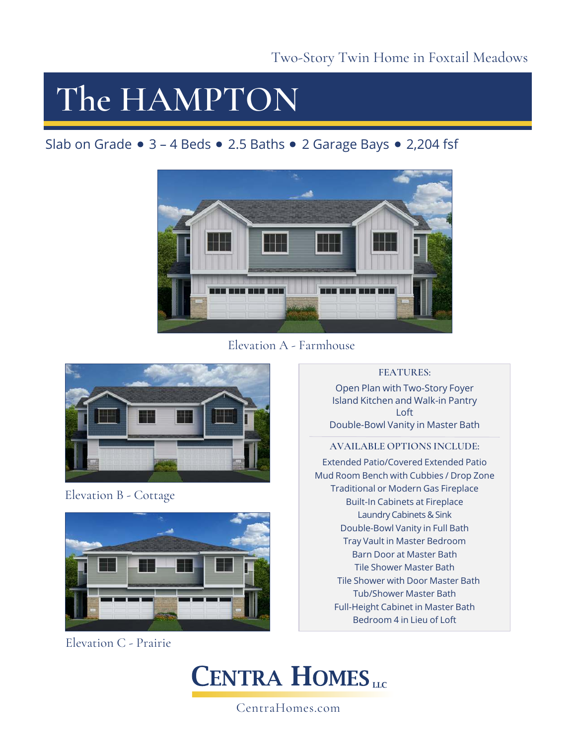Two-Story Twin Home in Foxtail Meadows

# The HAMPTON

Slab on Grade • 3 – 4 Beds • 2.5 Baths • 2 Garage Bays • 2,204 fsf

Elevation A - Farmhouse

Elevation B - Cottage

Elevation C - Prairie

**FEATURES:**

Open Plan with Two-Story Foyer
Island Kitchen and Walk-in Pantry
Loft
Double-Bowl Vanity in Master Bath

**AVAILABLE OPTIONS INCLUDE:**

Extended Patio/Covered Extended Patio
Mud Room Bench with Cubbies / Drop Zone
Traditional or Modern Gas Fireplace
Built-In Cabinets at Fireplace
Laundry Cabinets & Sink
Double-Bowl Vanity in Full Bath
Tray Vault in Master Bedroom
Barn Door at Master Bath
Tile Shower Master Bath
Tile Shower with Door Master Bath
Tub/Shower Master Bath
Full-Height Cabinet in Master Bath
Bedroom 4 in Lieu of Loft

CENTRA HOMES LLC

CentraHomes.com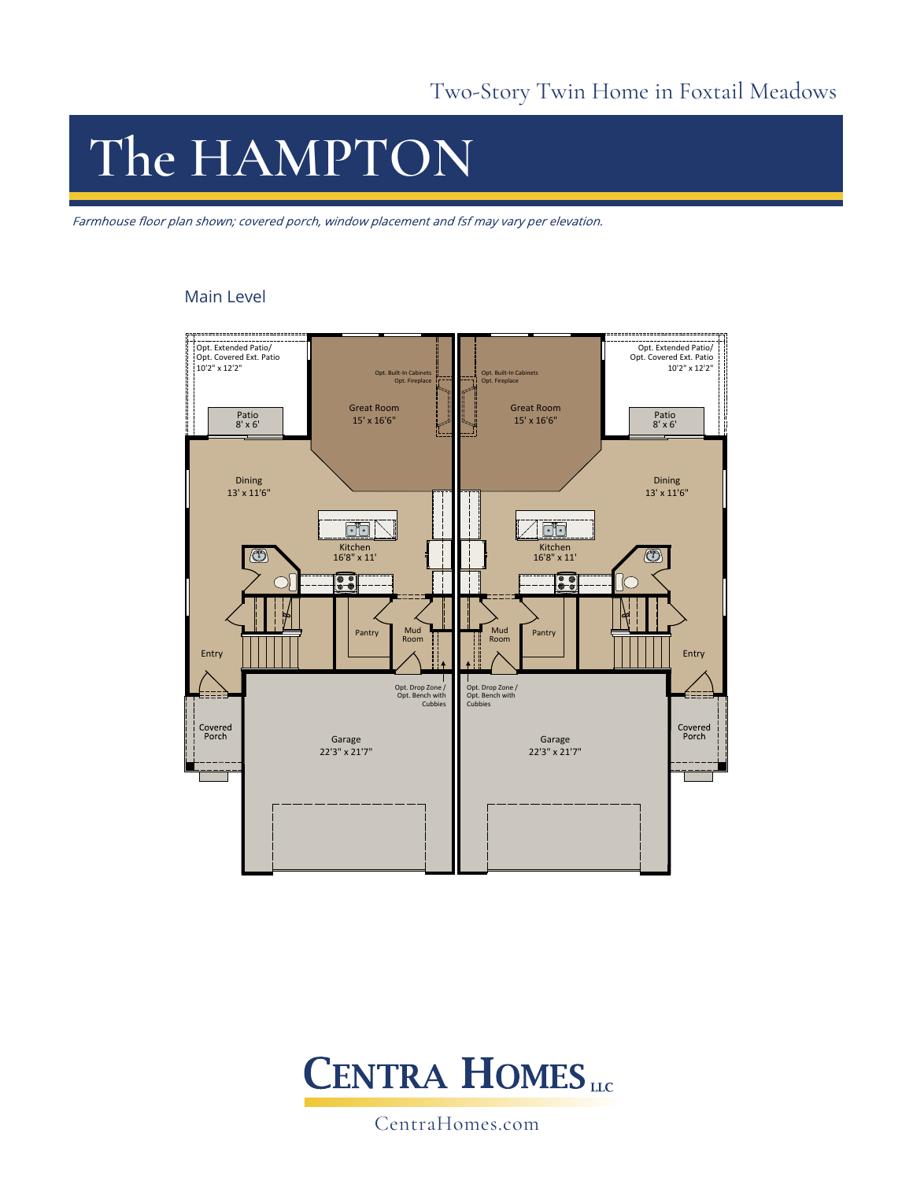Two-Story Twin Home in Foxtail Meadows

# The HAMPTON

*Farmhouse floor plan shown; covered porch, window placement and fsf may vary per elevation.*

## Main Level

Opt. Extended Patio/
Opt. Covered Ext. Patio
10'2" x 12'2"

Patio
8' x 6'

Great Room
15' x 16'6"

Opt. Built-In Cabinets
Opt. Fireplace

Dining
13' x 11'6"

Kitchen
16'8" x 11'

Pantry

Mud Room

Entry

Opt. Drop Zone /
Opt. Bench with Cubbies

Covered Porch

Garage
22'3" x 21'7"

Opt. Built-In Cabinets
Opt. Fireplace

Great Room
15' x 16'6"

Opt. Extended Patio/
Opt. Covered Ext. Patio
10'2" x 12'2"

Patio
8' x 6'

Dining
13' x 11'6"

Kitchen
16'8" x 11'

Mud Room

Pantry

Entry

Opt. Drop Zone /
Opt. Bench with Cubbies

Covered Porch

Garage
22'3" x 21'7"

**CENTRA HOMES** LLC

CentraHomes.com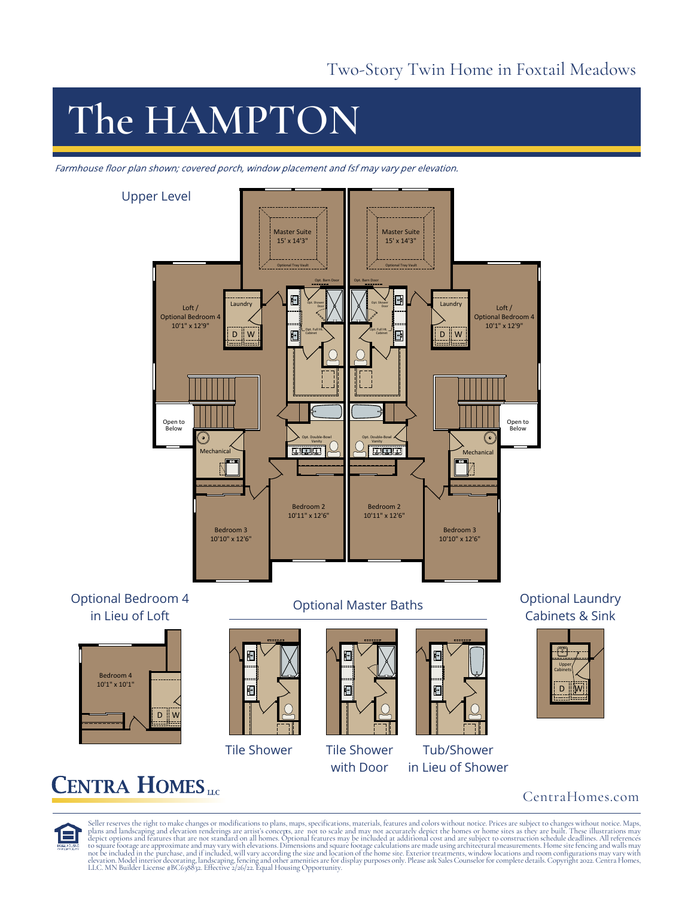Two-Story Twin Home in Foxtail Meadows

# The HAMPTON

*Farmhouse floor plan shown; covered porch, window placement and fsf may vary per elevation.*

## Upper Level

Master Suite
15' x 14'3"
Optional Tray Vault

Opt. Barn Door

Laundry
D W

Loft / Optional Bedroom 4
10'1" x 12'9"

Opt. Shower Door

Opt. Full Ht. Cabinet

Open to Below

Mechanical

Opt. Double-Bowl Vanity

Bedroom 2
10'11" x 12'6"

Bedroom 3
10'10" x 12'6"

### Optional Bedroom 4 in Lieu of Loft

Bedroom 4
10'1" x 10'1"
D W

### Optional Master Baths

Tile Shower

Tile Shower with Door

Tub/Shower in Lieu of Shower

### Optional Laundry Cabinets & Sink

Upper Cabinets
D W

**CENTRA HOMES LLC**

CentraHomes.com

Seller reserves the right to make changes or modifications to plans, maps, specifications, materials, features and colors without notice. Prices are subject to changes without notice. Maps, plans and landscaping and elevation renderings are artist's concepts, are not to scale and may not accurately depict the homes or home sites as they are built. These illustrations may depict options and features that are not standard on all homes. Optional features may be included at additional cost and are subject to construction schedule deadlines. All references to square footage are approximate and may vary with elevations. Dimensions and square footage calculations are made using architectural measurements. Home site fencing and walls may not be included in the purchase, and if included, will vary according the size and location of the home site. Exterior treatments, window locations and room configurations may vary with elevation. Model interior decorating, landscaping, fencing and other amenities are for display purposes only. Please ask Sales Counselor for complete details. Copyright 2022. Centra Homes, LLC. MN Builder License #BC638832. Effective 2/26/22. Equal Housing Opportunity.